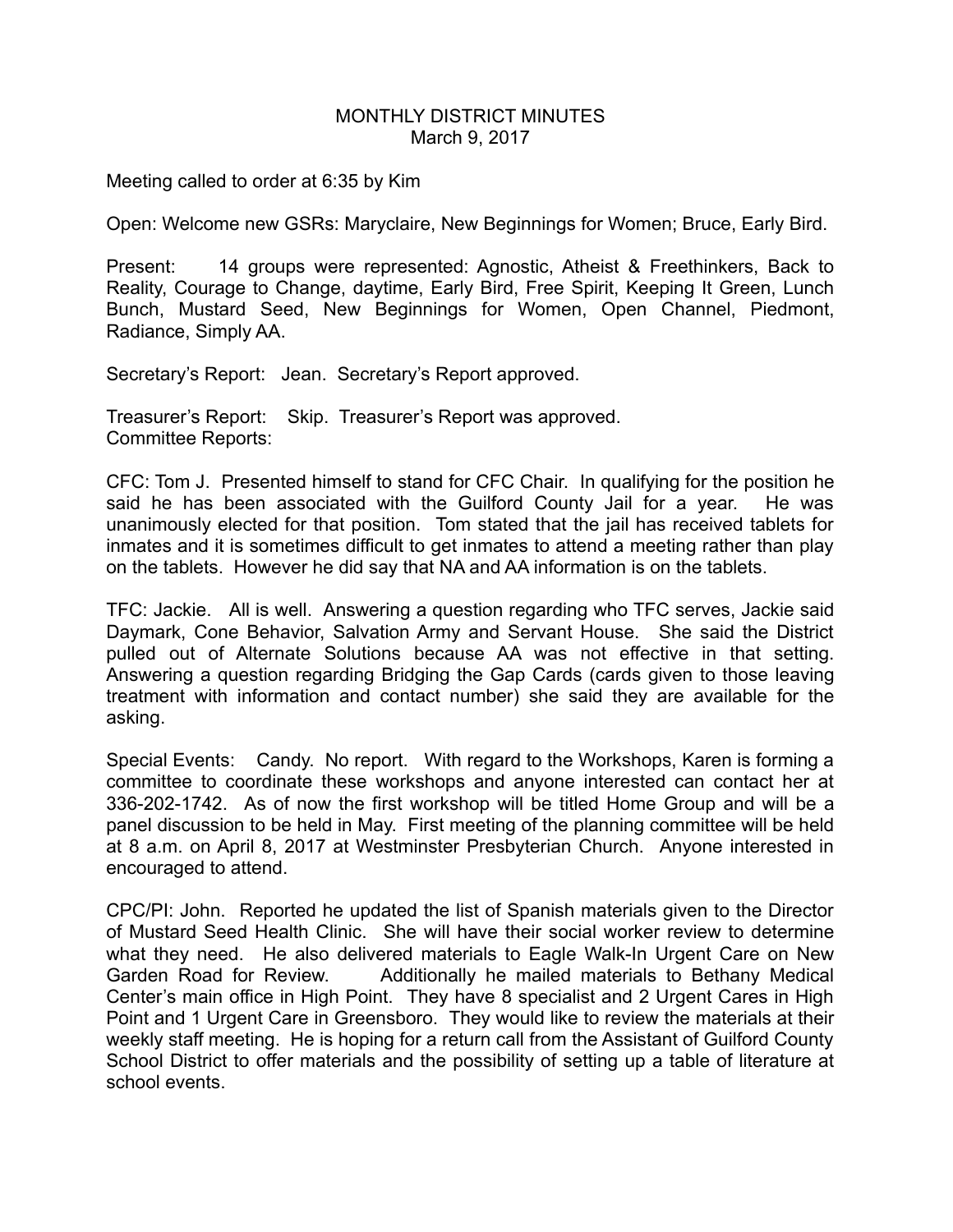# MONTHLY DISTRICT MINUTES
March 9, 2017

Meeting called to order at 6:35 by Kim

Open: Welcome new GSRs: Maryclaire, New Beginnings for Women; Bruce, Early Bird.

Present: 14 groups were represented: Agnostic, Atheist & Freethinkers, Back to Reality, Courage to Change, daytime, Early Bird, Free Spirit, Keeping It Green, Lunch Bunch, Mustard Seed, New Beginnings for Women, Open Channel, Piedmont, Radiance, Simply AA.

Secretary's Report: Jean. Secretary's Report approved.

Treasurer's Report: Skip. Treasurer's Report was approved.
Committee Reports:

CFC: Tom J. Presented himself to stand for CFC Chair. In qualifying for the position he said he has been associated with the Guilford County Jail for a year. He was unanimously elected for that position. Tom stated that the jail has received tablets for inmates and it is sometimes difficult to get inmates to attend a meeting rather than play on the tablets. However he did say that NA and AA information is on the tablets.

TFC: Jackie. All is well. Answering a question regarding who TFC serves, Jackie said Daymark, Cone Behavior, Salvation Army and Servant House. She said the District pulled out of Alternate Solutions because AA was not effective in that setting. Answering a question regarding Bridging the Gap Cards (cards given to those leaving treatment with information and contact number) she said they are available for the asking.

Special Events: Candy. No report. With regard to the Workshops, Karen is forming a committee to coordinate these workshops and anyone interested can contact her at 336-202-1742. As of now the first workshop will be titled Home Group and will be a panel discussion to be held in May. First meeting of the planning committee will be held at 8 a.m. on April 8, 2017 at Westminster Presbyterian Church. Anyone interested in encouraged to attend.

CPC/PI: John. Reported he updated the list of Spanish materials given to the Director of Mustard Seed Health Clinic. She will have their social worker review to determine what they need. He also delivered materials to Eagle Walk-In Urgent Care on New Garden Road for Review. Additionally he mailed materials to Bethany Medical Center's main office in High Point. They have 8 specialist and 2 Urgent Cares in High Point and 1 Urgent Care in Greensboro. They would like to review the materials at their weekly staff meeting. He is hoping for a return call from the Assistant of Guilford County School District to offer materials and the possibility of setting up a table of literature at school events.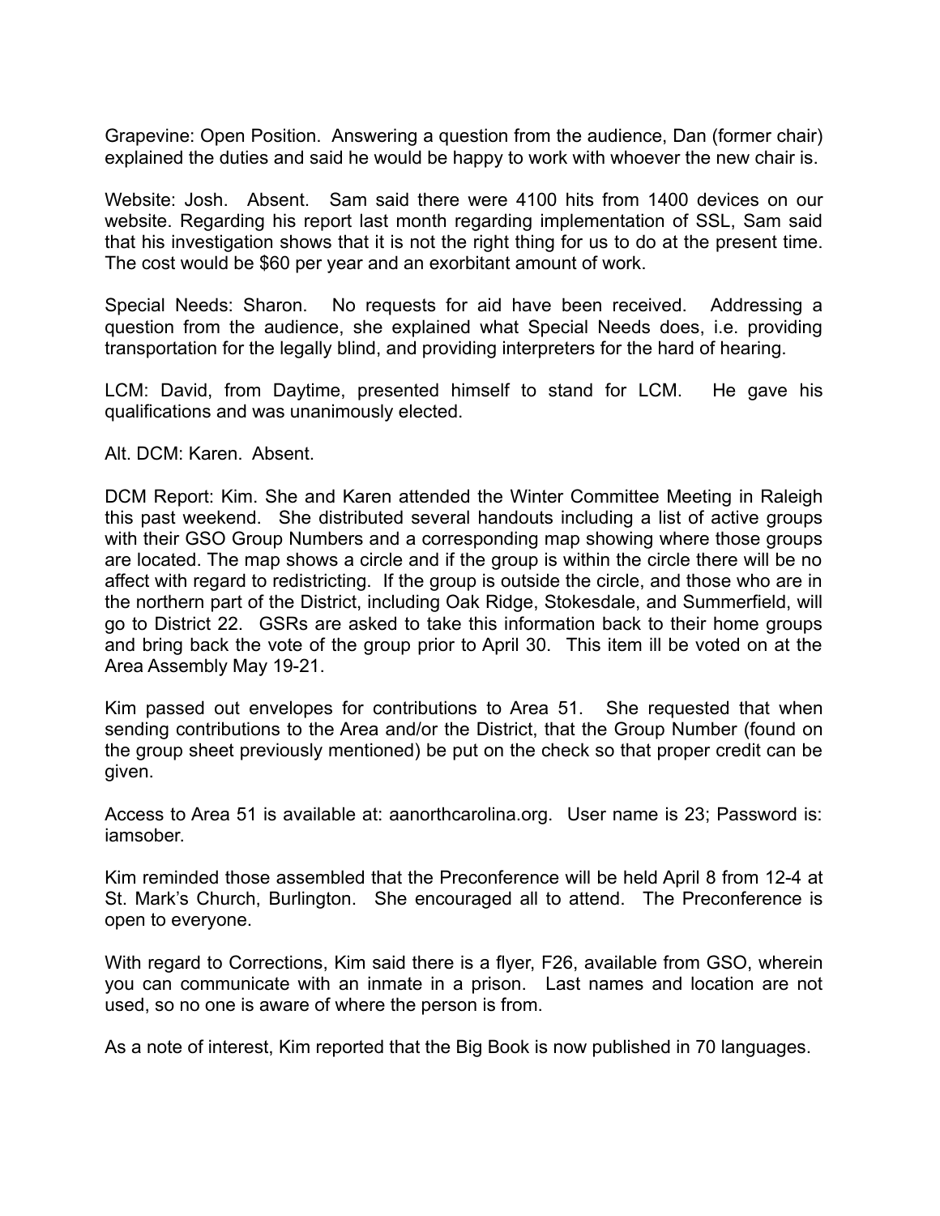Grapevine: Open Position. Answering a question from the audience, Dan (former chair) explained the duties and said he would be happy to work with whoever the new chair is.

Website: Josh. Absent. Sam said there were 4100 hits from 1400 devices on our website. Regarding his report last month regarding implementation of SSL, Sam said that his investigation shows that it is not the right thing for us to do at the present time. The cost would be $60 per year and an exorbitant amount of work.

Special Needs: Sharon. No requests for aid have been received. Addressing a question from the audience, she explained what Special Needs does, i.e. providing transportation for the legally blind, and providing interpreters for the hard of hearing.

LCM: David, from Daytime, presented himself to stand for LCM. He gave his qualifications and was unanimously elected.

Alt. DCM: Karen. Absent.

DCM Report: Kim. She and Karen attended the Winter Committee Meeting in Raleigh this past weekend. She distributed several handouts including a list of active groups with their GSO Group Numbers and a corresponding map showing where those groups are located. The map shows a circle and if the group is within the circle there will be no affect with regard to redistricting. If the group is outside the circle, and those who are in the northern part of the District, including Oak Ridge, Stokesdale, and Summerfield, will go to District 22. GSRs are asked to take this information back to their home groups and bring back the vote of the group prior to April 30. This item ill be voted on at the Area Assembly May 19-21.

Kim passed out envelopes for contributions to Area 51. She requested that when sending contributions to the Area and/or the District, that the Group Number (found on the group sheet previously mentioned) be put on the check so that proper credit can be given.

Access to Area 51 is available at: aanorthcarolina.org. User name is 23; Password is: iamsober.

Kim reminded those assembled that the Preconference will be held April 8 from 12-4 at St. Mark's Church, Burlington. She encouraged all to attend. The Preconference is open to everyone.

With regard to Corrections, Kim said there is a flyer, F26, available from GSO, wherein you can communicate with an inmate in a prison. Last names and location are not used, so no one is aware of where the person is from.

As a note of interest, Kim reported that the Big Book is now published in 70 languages.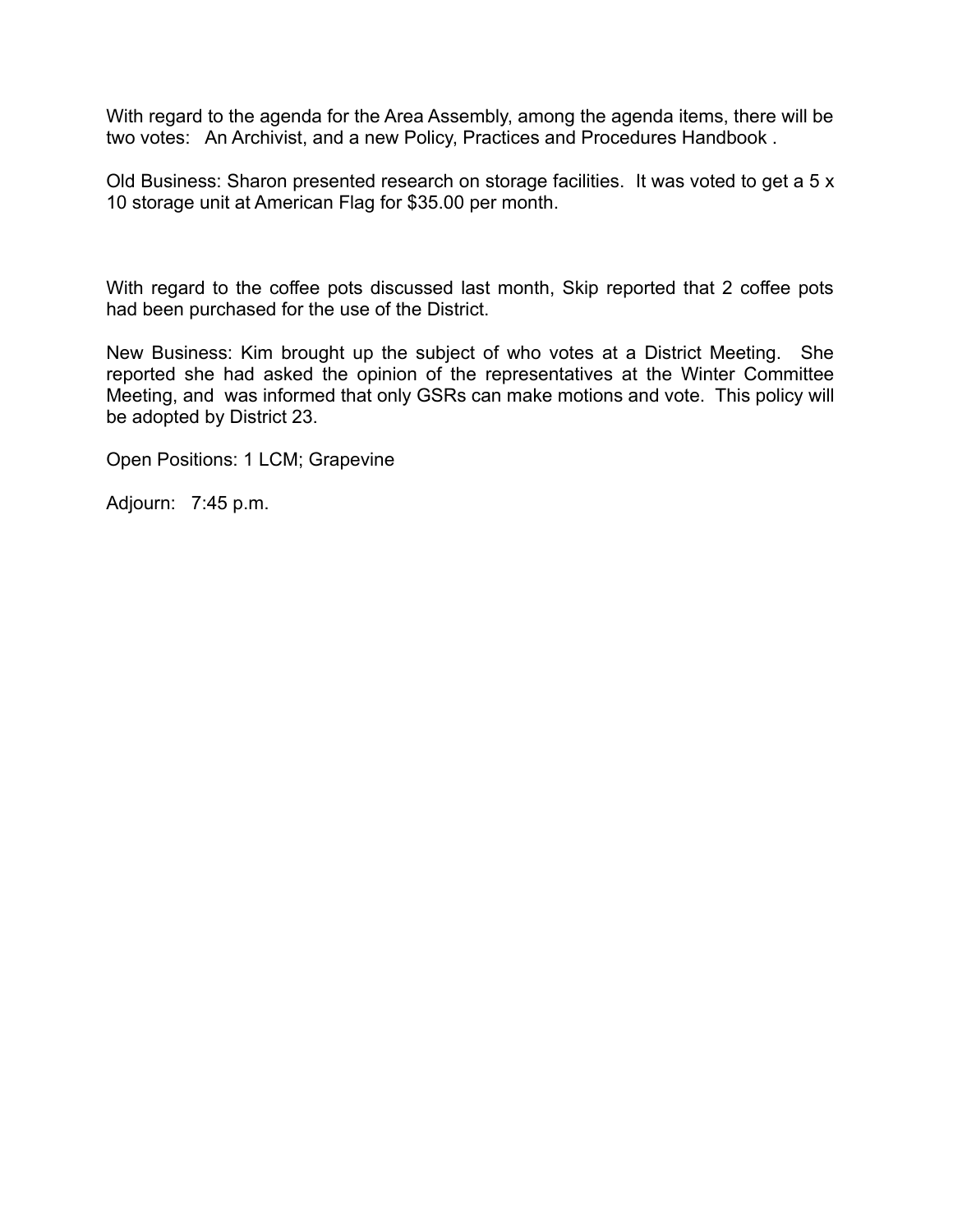With regard to the agenda for the Area Assembly, among the agenda items, there will be two votes: An Archivist, and a new Policy, Practices and Procedures Handbook .

Old Business: Sharon presented research on storage facilities. It was voted to get a 5 x 10 storage unit at American Flag for $35.00 per month.

With regard to the coffee pots discussed last month, Skip reported that 2 coffee pots had been purchased for the use of the District.

New Business: Kim brought up the subject of who votes at a District Meeting. She reported she had asked the opinion of the representatives at the Winter Committee Meeting, and was informed that only GSRs can make motions and vote. This policy will be adopted by District 23.

Open Positions: 1 LCM; Grapevine

Adjourn: 7:45 p.m.